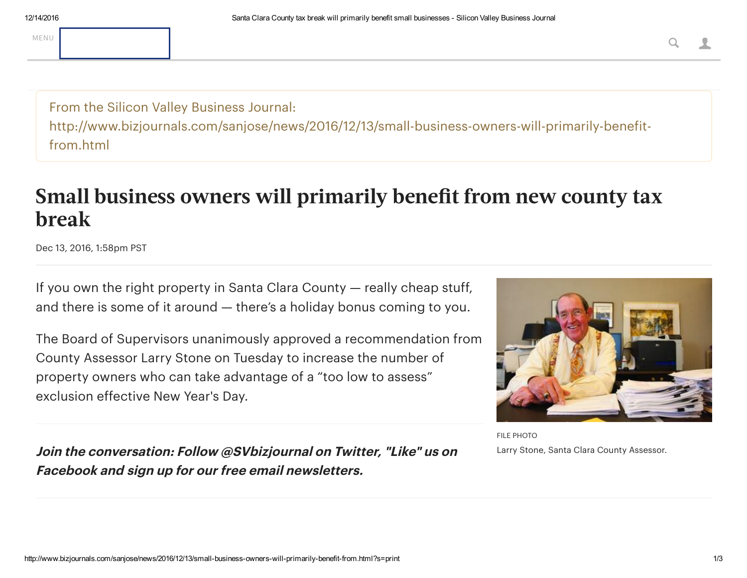From the Silicon Valley Business Journal:
http://www.bizjournals.com/sanjose/news/2016/12/13/small-business-owners-will-primarily-benefit-from.html

# Small business owners will primarily benefit from new county tax break

Dec 13, 2016, 1:58pm PST

If you own the right property in Santa Clara County — really cheap stuff, and there is some of it around — there's a holiday bonus coming to you.

The Board of Supervisors unanimously approved a recommendation from County Assessor Larry Stone on Tuesday to increase the number of property owners who can take advantage of a "too low to assess" exclusion effective New Year's Day.

FILE PHOTO
Larry Stone, Santa Clara County Assessor.

***Join the conversation: Follow @SVbizjournal on Twitter, "Like" us on Facebook and sign up for our free email newsletters.***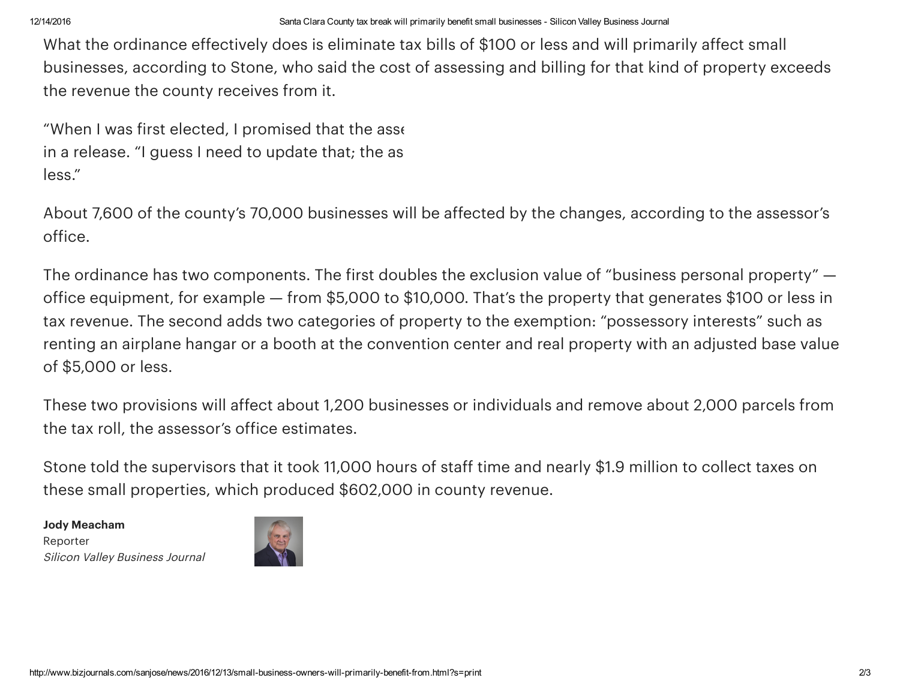What the ordinance effectively does is eliminate tax bills of $100 or less and will primarily affect small businesses, according to Stone, who said the cost of assessing and billing for that kind of property exceeds the revenue the county receives from it.

"When I was first elected, I promised that the asse
in a release. "I guess I need to update that; the as
less."

About 7,600 of the county's 70,000 businesses will be affected by the changes, according to the assessor's office.

The ordinance has two components. The first doubles the exclusion value of "business personal property" — office equipment, for example — from $5,000 to $10,000. That's the property that generates $100 or less in tax revenue. The second adds two categories of property to the exemption: "possessory interests" such as renting an airplane hangar or a booth at the convention center and real property with an adjusted base value of $5,000 or less.

These two provisions will affect about 1,200 businesses or individuals and remove about 2,000 parcels from the tax roll, the assessor's office estimates.

Stone told the supervisors that it took 11,000 hours of staff time and nearly $1.9 million to collect taxes on these small properties, which produced $602,000 in county revenue.

**Jody Meacham**
Reporter
*Silicon Valley Business Journal*